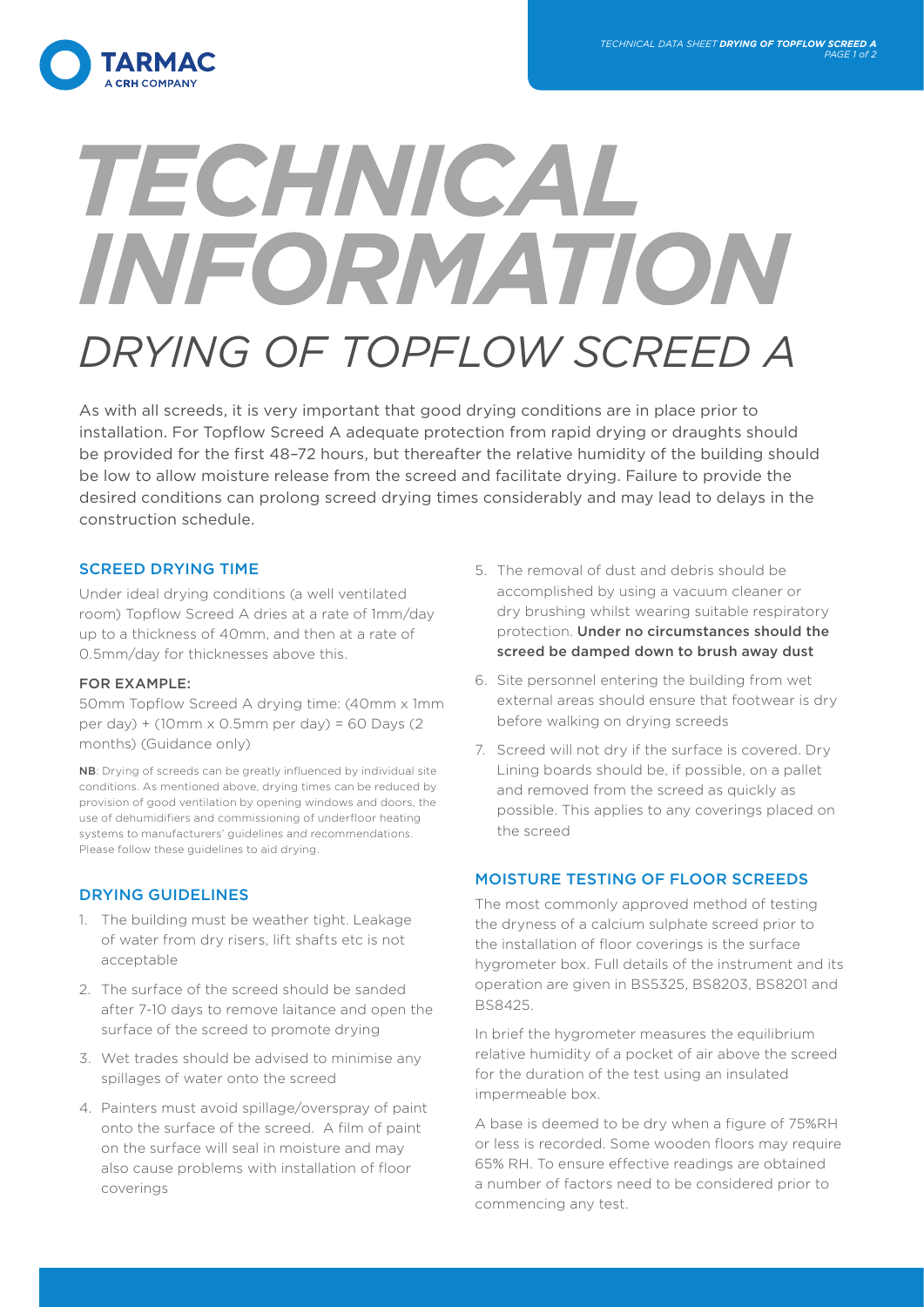# TECHNICAL INFORMATION

## DRYING OF TOPFLOW SCREED A

As with all screeds, it is very important that good drying conditions are in place prior to installation. For Topflow Screed A adequate protection from rapid drying or draughts should be provided for the first 48–72 hours, but thereafter the relative humidity of the building should be low to allow moisture release from the screed and facilitate drying. Failure to provide the desired conditions can prolong screed drying times considerably and may lead to delays in the construction schedule.

### SCREED DRYING TIME

Under ideal drying conditions (a well ventilated room) Topflow Screed A dries at a rate of 1mm/day up to a thickness of 40mm, and then at a rate of 0.5mm/day for thicknesses above this.

**FOR EXAMPLE:**

50mm Topflow Screed A drying time: (40mm x 1mm per day) + (10mm x 0.5mm per day) = 60 Days (2 months) (Guidance only)

**NB**: Drying of screeds can be greatly influenced by individual site conditions. As mentioned above, drying times can be reduced by provision of good ventilation by opening windows and doors, the use of dehumidifiers and commissioning of underfloor heating systems to manufacturers' guidelines and recommendations. Please follow these guidelines to aid drying.

### DRYING GUIDELINES

1. The building must be weather tight. Leakage of water from dry risers, lift shafts etc is not acceptable
2. The surface of the screed should be sanded after 7-10 days to remove laitance and open the surface of the screed to promote drying
3. Wet trades should be advised to minimise any spillages of water onto the screed
4. Painters must avoid spillage/overspray of paint onto the surface of the screed. A film of paint on the surface will seal in moisture and may also cause problems with installation of floor coverings
5. The removal of dust and debris should be accomplished by using a vacuum cleaner or dry brushing whilst wearing suitable respiratory protection. **Under no circumstances should the screed be damped down to brush away dust**
6. Site personnel entering the building from wet external areas should ensure that footwear is dry before walking on drying screeds
7. Screed will not dry if the surface is covered. Dry Lining boards should be, if possible, on a pallet and removed from the screed as quickly as possible. This applies to any coverings placed on the screed

### MOISTURE TESTING OF FLOOR SCREEDS

The most commonly approved method of testing the dryness of a calcium sulphate screed prior to the installation of floor coverings is the surface hygrometer box. Full details of the instrument and its operation are given in BS5325, BS8203, BS8201 and BS8425.

In brief the hygrometer measures the equilibrium relative humidity of a pocket of air above the screed for the duration of the test using an insulated impermeable box.

A base is deemed to be dry when a figure of 75%RH or less is recorded. Some wooden floors may require 65% RH. To ensure effective readings are obtained a number of factors need to be considered prior to commencing any test.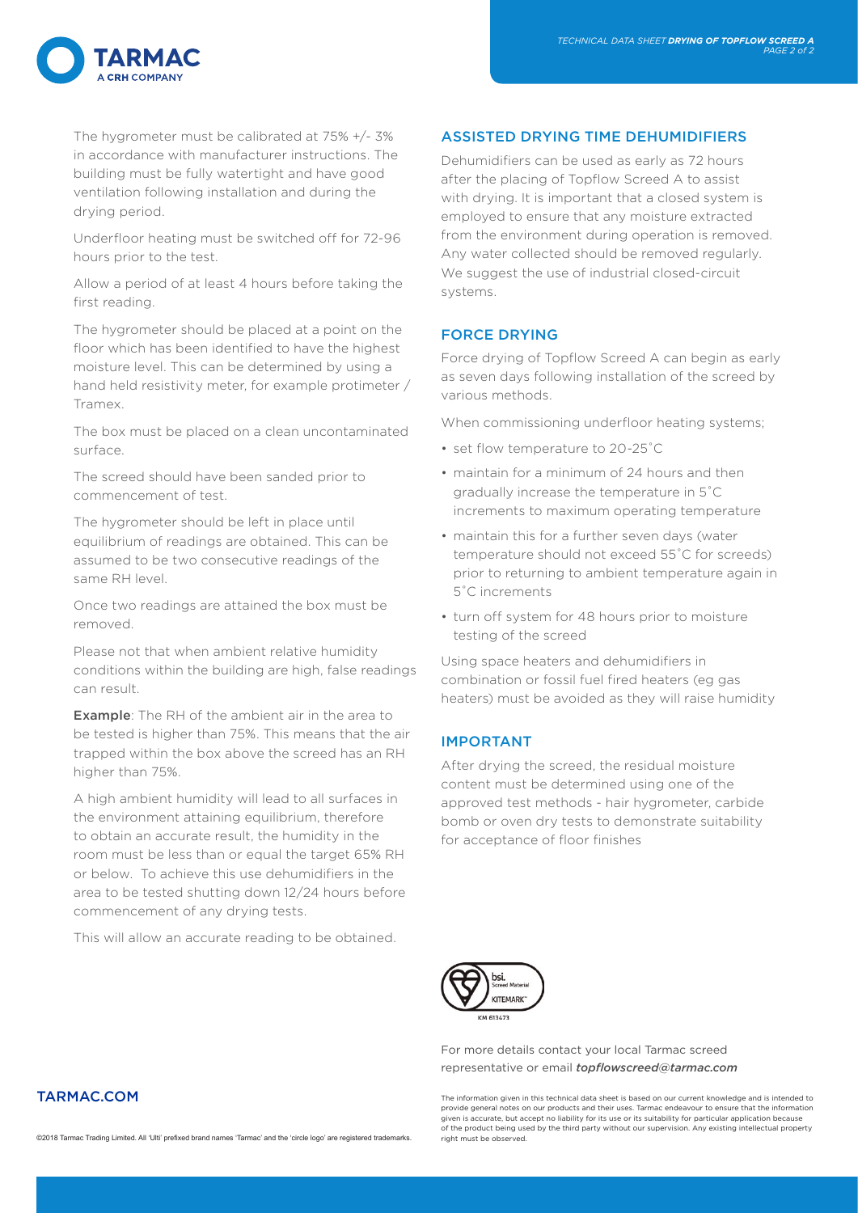The hygrometer must be calibrated at 75% +/- 3% in accordance with manufacturer instructions. The building must be fully watertight and have good ventilation following installation and during the drying period.

Underfloor heating must be switched off for 72-96 hours prior to the test.

Allow a period of at least 4 hours before taking the first reading.

The hygrometer should be placed at a point on the floor which has been identified to have the highest moisture level. This can be determined by using a hand held resistivity meter, for example protimeter / Tramex.

The box must be placed on a clean uncontaminated surface.

The screed should have been sanded prior to commencement of test.

The hygrometer should be left in place until equilibrium of readings are obtained. This can be assumed to be two consecutive readings of the same RH level.

Once two readings are attained the box must be removed.

Please not that when ambient relative humidity conditions within the building are high, false readings can result.

**Example**: The RH of the ambient air in the area to be tested is higher than 75%. This means that the air trapped within the box above the screed has an RH higher than 75%.

A high ambient humidity will lead to all surfaces in the environment attaining equilibrium, therefore to obtain an accurate result, the humidity in the room must be less than or equal the target 65% RH or below. To achieve this use dehumidifiers in the area to be tested shutting down 12/24 hours before commencement of any drying tests.

This will allow an accurate reading to be obtained.

## ASSISTED DRYING TIME DEHUMIDIFIERS

Dehumidifiers can be used as early as 72 hours after the placing of Topflow Screed A to assist with drying. It is important that a closed system is employed to ensure that any moisture extracted from the environment during operation is removed. Any water collected should be removed regularly. We suggest the use of industrial closed-circuit systems.

## FORCE DRYING

Force drying of Topflow Screed A can begin as early as seven days following installation of the screed by various methods.

When commissioning underfloor heating systems;

- set flow temperature to 20-25˚C
- maintain for a minimum of 24 hours and then gradually increase the temperature in 5˚C increments to maximum operating temperature
- maintain this for a further seven days (water temperature should not exceed 55˚C for screeds) prior to returning to ambient temperature again in 5˚C increments
- turn off system for 48 hours prior to moisture testing of the screed

Using space heaters and dehumidifiers in combination or fossil fuel fired heaters (eg gas heaters) must be avoided as they will raise humidity

## IMPORTANT

After drying the screed, the residual moisture content must be determined using one of the approved test methods - hair hygrometer, carbide bomb or oven dry tests to demonstrate suitability for acceptance of floor finishes

bsi. Screed Material KITEMARK™ KM 613473

For more details contact your local Tarmac screed representative or email ***topflowscreed@tarmac.com***

The information given in this technical data sheet is based on our current knowledge and is intended to provide general notes on our products and their uses. Tarmac endeavour to ensure that the information given is accurate, but accept no liability for its use or its suitability for particular application because of the product being used by the third party without our supervision. Any existing intellectual property right must be observed.

TARMAC.COM

©2018 Tarmac Trading Limited. All 'Ulti' prefixed brand names 'Tarmac' and the 'circle logo' are registered trademarks.